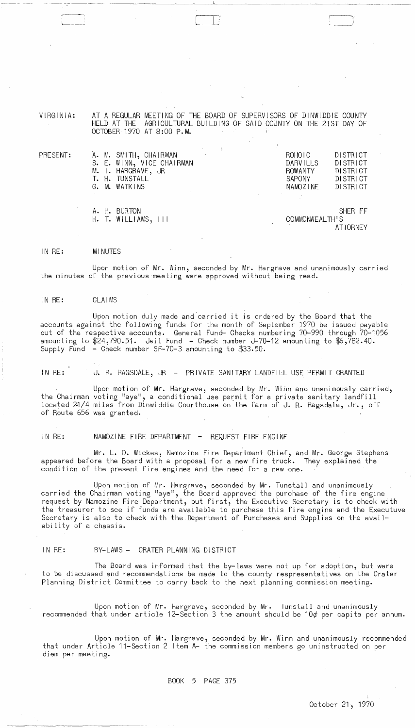VIRGINIA: AT A REGULAR MEETING OF THE BOARD OF SUPERVISORS OF DINWIDDIE COUNTY HELD AT THE AGRICULTURAL BUILDING OF SAID COUNTY ON THE 21ST DAY OF OCTOBER 1970 AT 8:00 P.M.

| PRESENT: | | |
|---|---|---|
| | A. M. SMITH, CHAIRMAN | ROHOIC DISTRICT |
| | S. E. WINN, VICE CHAIRMAN | DARVILLS DISTRICT |
| | M. I. HARGRAVE, JR | ROWANTY DISTRICT |
| | T. H. TUNSTALL | SAPONY DISTRICT |
| | G. M. WATKINS | NAMOZINE DISTRICT |
| | | |
| | A. H. BURTON | SHERIFF |
| | H. T. WILLIAMS, III | COMMONWEALTH'S ATTORNEY |

IN RE: MINUTES

Upon motion of Mr. Winn, seconded by Mr. Hargrave and unanimously carried the minutes of the previous meeting were approved without being read.

IN RE: CLAIMS

Upon motion duly made and carried it is ordered by the Board that the accounts against the following funds for the month of September 1970 be issued payable out of the respective accounts. General Fund- Checks numbering 70-990 through 70-1056 amounting to $24,790.51. Jail Fund - Check number J-70-12 amounting to $6,782.40. Supply Fund - Check number SF-70-3 amounting to $33.50.

IN RE: J. R. RAGSDALE, JR - PRIVATE SANITARY LANDFILL USE PERMIT GRANTED

Upon motion of Mr. Hargrave, seconded by Mr. Winn and unanimously carried, the Chairman voting "aye", a conditional use permit for a private sanitary landfill located 2-1/4 miles from Dinwiddie Courthouse on the farm of J. R. Ragsdale, Jr., off of Route 656 was granted.

IN RE: NAMOZINE FIRE DEPARTMENT - REQUEST FIRE ENGINE

Mr. L. O. Wickes, Namozine Fire Department Chief, and Mr. George Stephens appeared before the Board with a proposal for a new fire truck. They explained the condition of the present fire engines and the need for a new one.

Upon motion of Mr. Hargrave, seconded by Mr. Tunstall and unanimously carried the Chairman voting "aye", the Board approved the purchase of the fire engine request by Namozine Fire Department, but first, the Executive Secretary is to check with the treasurer to see if funds are available to purchase this fire engine and the Executuve Secretary is also to check with the Department of Purchases and Supplies on the availability of a chassis.

IN RE: BY-LAWS - CRATER PLANNING DISTRICT

The Board was informed that the by-laws were not up for adoption, but were to be discussed and recommendations be made to the county respresentatives on the Crater Planning District Committee to carry back to the next planning commission meeting.

Upon motion of Mr. Hargrave, seconded by Mr. Tunstall and unanimously recommended that under article 12-Section 3 the amount should be 10¢ per capita per annum.

Upon motion of Mr. Hargrave, seconded by Mr. Winn and unanimously recommended that under Article 11-Section 2 Item A- the commission members go uninstructed on per diem per meeting.

BOOK 5 PAGE 375

October 21, 1970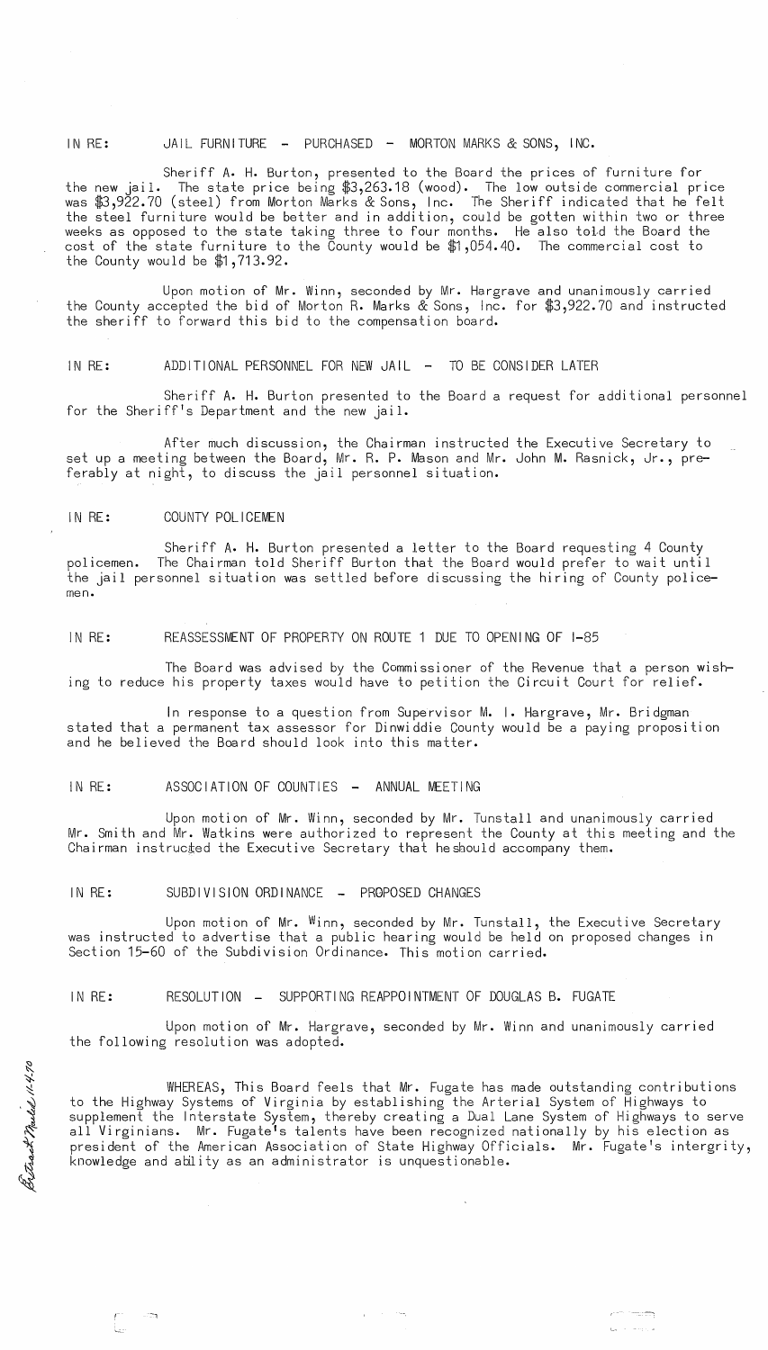IN RE: JAIL FURNITURE - PURCHASED - MORTON MARKS & SONS, INC.

Sheriff A. H. Burton, presented to the Board the prices of furniture for the new jail. The state price being $3,263.18 (wood). The low outside commercial price was $3,922.70 (steel) from Morton Marks & Sons, Inc. The Sheriff indicated that he felt the steel furniture would be better and in addition, could be gotten within two or three weeks as opposed to the state taking three to four months. He also told the Board the cost of the state furniture to the County would be $1,054.40. The commercial cost to the County would be $1,713.92.

Upon motion of Mr. Winn, seconded by Mr. Hargrave and unanimously carried the County accepted the bid of Morton R. Marks & Sons, Inc. for $3,922.70 and instructed the sheriff to forward this bid to the compensation board.

IN RE: ADDITIONAL PERSONNEL FOR NEW JAIL - TO BE CONSIDER LATER

Sheriff A. H. Burton presented to the Board a request for additional personnel for the Sheriff's Department and the new jail.

After much discussion, the Chairman instructed the Executive Secretary to set up a meeting between the Board, Mr. R. P. Mason and Mr. John M. Rasnick, Jr., preferably at night, to discuss the jail personnel situation.

IN RE: COUNTY POLICEMEN

Sheriff A. H. Burton presented a letter to the Board requesting 4 County policemen. The Chairman told Sheriff Burton that the Board would prefer to wait until the jail personnel situation was settled before discussing the hiring of County policemen.

IN RE: REASSESSMENT OF PROPERTY ON ROUTE 1 DUE TO OPENING OF I-85

The Board was advised by the Commissioner of the Revenue that a person wishing to reduce his property taxes would have to petition the Circuit Court for relief.

In response to a question from Supervisor M. I. Hargrave, Mr. Bridgman stated that a permanent tax assessor for Dinwiddie County would be a paying proposition and he believed the Board should look into this matter.

IN RE: ASSOCIATION OF COUNTIES - ANNUAL MEETING

Upon motion of Mr. Winn, seconded by Mr. Tunstall and unanimously carried Mr. Smith and Mr. Watkins were authorized to represent the County at this meeting and the Chairman instructed the Executive Secretary that he should accompany them.

IN RE: SUBDIVISION ORDINANCE - PROPOSED CHANGES

Upon motion of Mr. Winn, seconded by Mr. Tunstall, the Executive Secretary was instructed to advertise that a public hearing would be held on proposed changes in Section 15-60 of the Subdivision Ordinance. This motion carried.

IN RE: RESOLUTION - SUPPORTING REAPPOINTMENT OF DOUGLAS B. FUGATE

Upon motion of Mr. Hargrave, seconded by Mr. Winn and unanimously carried the following resolution was adopted.

*Extract Mailed 11-4-70*

WHEREAS, This Board feels that Mr. Fugate has made outstanding contributions to the Highway Systems of Virginia by establishing the Arterial System of Highways to supplement the Interstate System, thereby creating a Dual Lane System of Highways to serve all Virginians. Mr. Fugate's talents have been recognized nationally by his election as president of the American Association of State Highway Officials. Mr. Fugate's intergrity, knowledge and ability as an administrator is unquestionable.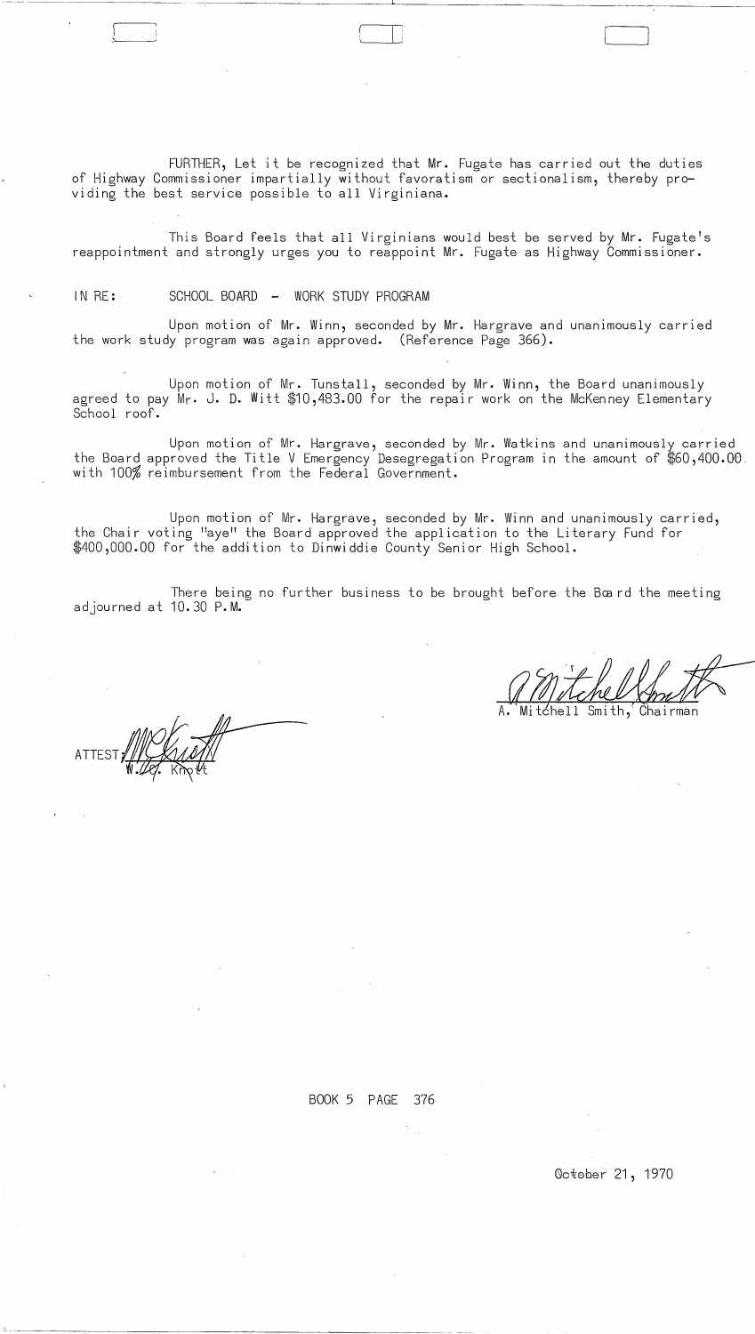FURTHER, Let it be recognized that Mr. Fugate has carried out the duties of Highway Commissioner impartially without favoratism or sectionalism, thereby providing the best service possible to all Virginiana.

This Board feels that all Virginians would best be served by Mr. Fugate's reappointment and strongly urges you to reappoint Mr. Fugate as Highway Commissioner.

IN RE: SCHOOL BOARD - WORK STUDY PROGRAM

Upon motion of Mr. Winn, seconded by Mr. Hargrave and unanimously carried the work study program was again approved. (Reference Page 366).

Upon motion of Mr. Tunstall, seconded by Mr. Winn, the Board unanimously agreed to pay Mr. J. D. Witt $10,483.00 for the repair work on the McKenney Elementary School roof.

Upon motion of Mr. Hargrave, seconded by Mr. Watkins and unanimously carried the Board approved the Title V Emergency Desegregation Program in the amount of $60,400.00 with 100% reimbursement from the Federal Government.

Upon motion of Mr. Hargrave, seconded by Mr. Winn and unanimously carried, the Chair voting "aye" the Board approved the application to the Literary Fund for $400,000.00 for the addition to Dinwiddie County Senior High School.

There being no further business to be brought before the Board the meeting adjourned at 10.30 P.M.

A. Mitchell Smith, Chairman

ATTEST: W. C. Knott

BOOK 5 PAGE 376

October 21, 1970